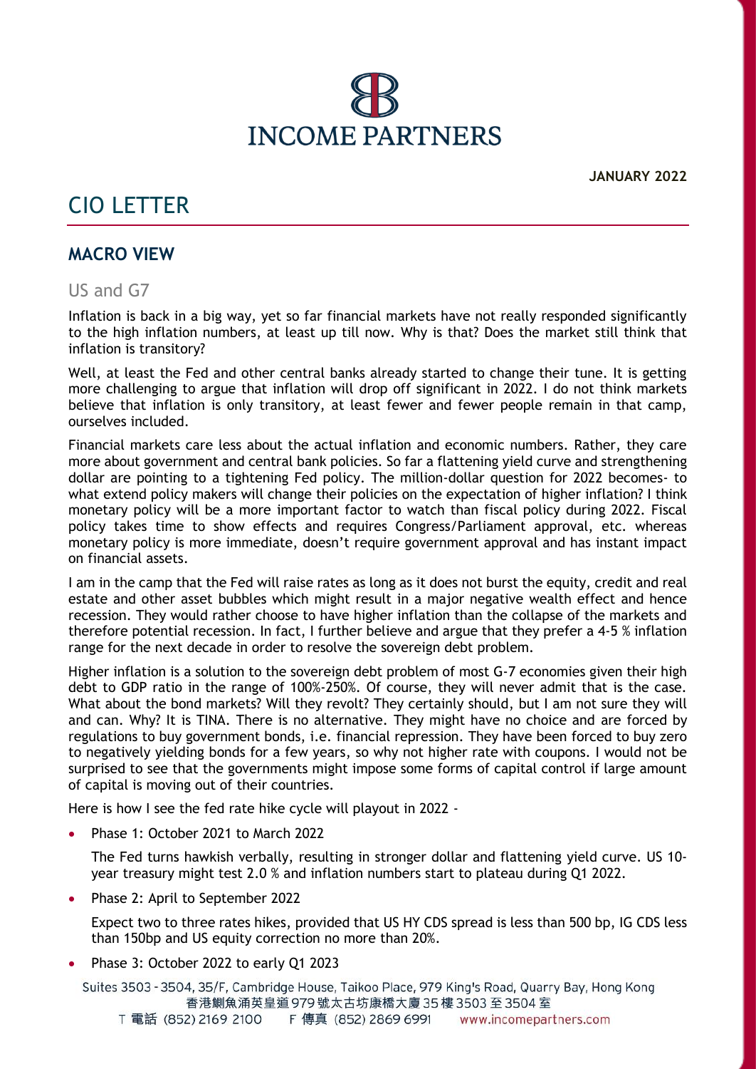# INCOME PARTNERS

**JANUARY 2022**

# CIO LETTER

## MACRO VIEW

### US and G7

Inflation is back in a big way, yet so far financial markets have not really responded significantly to the high inflation numbers, at least up till now. Why is that? Does the market still think that inflation is transitory?

Well, at least the Fed and other central banks already started to change their tune. It is getting more challenging to argue that inflation will drop off significant in 2022. I do not think markets believe that inflation is only transitory, at least fewer and fewer people remain in that camp, ourselves included.

Financial markets care less about the actual inflation and economic numbers. Rather, they care more about government and central bank policies. So far a flattening yield curve and strengthening dollar are pointing to a tightening Fed policy. The million-dollar question for 2022 becomes- to what extend policy makers will change their policies on the expectation of higher inflation? I think monetary policy will be a more important factor to watch than fiscal policy during 2022. Fiscal policy takes time to show effects and requires Congress/Parliament approval, etc. whereas monetary policy is more immediate, doesn't require government approval and has instant impact on financial assets.

I am in the camp that the Fed will raise rates as long as it does not burst the equity, credit and real estate and other asset bubbles which might result in a major negative wealth effect and hence recession. They would rather choose to have higher inflation than the collapse of the markets and therefore potential recession. In fact, I further believe and argue that they prefer a 4-5 % inflation range for the next decade in order to resolve the sovereign debt problem.

Higher inflation is a solution to the sovereign debt problem of most G-7 economies given their high debt to GDP ratio in the range of 100%-250%. Of course, they will never admit that is the case. What about the bond markets? Will they revolt? They certainly should, but I am not sure they will and can. Why? It is TINA. There is no alternative. They might have no choice and are forced by regulations to buy government bonds, i.e. financial repression. They have been forced to buy zero to negatively yielding bonds for a few years, so why not higher rate with coupons. I would not be surprised to see that the governments might impose some forms of capital control if large amount of capital is moving out of their countries.

Here is how I see the fed rate hike cycle will playout in 2022 -

- Phase 1: October 2021 to March 2022

  The Fed turns hawkish verbally, resulting in stronger dollar and flattening yield curve. US 10-year treasury might test 2.0 % and inflation numbers start to plateau during Q1 2022.

- Phase 2: April to September 2022

  Expect two to three rates hikes, provided that US HY CDS spread is less than 500 bp, IG CDS less than 150bp and US equity correction no more than 20%.

- Phase 3: October 2022 to early Q1 2023

Suites 3503 - 3504, 35/F, Cambridge House, Taikoo Place, 979 King's Road, Quarry Bay, Hong Kong
香港鰂魚涌英皇道979號太古坊康橋大廈35樓3503至3504室
T 電話 (852) 2169 2100 F 傳真 (852) 2869 6991 www.incomepartners.com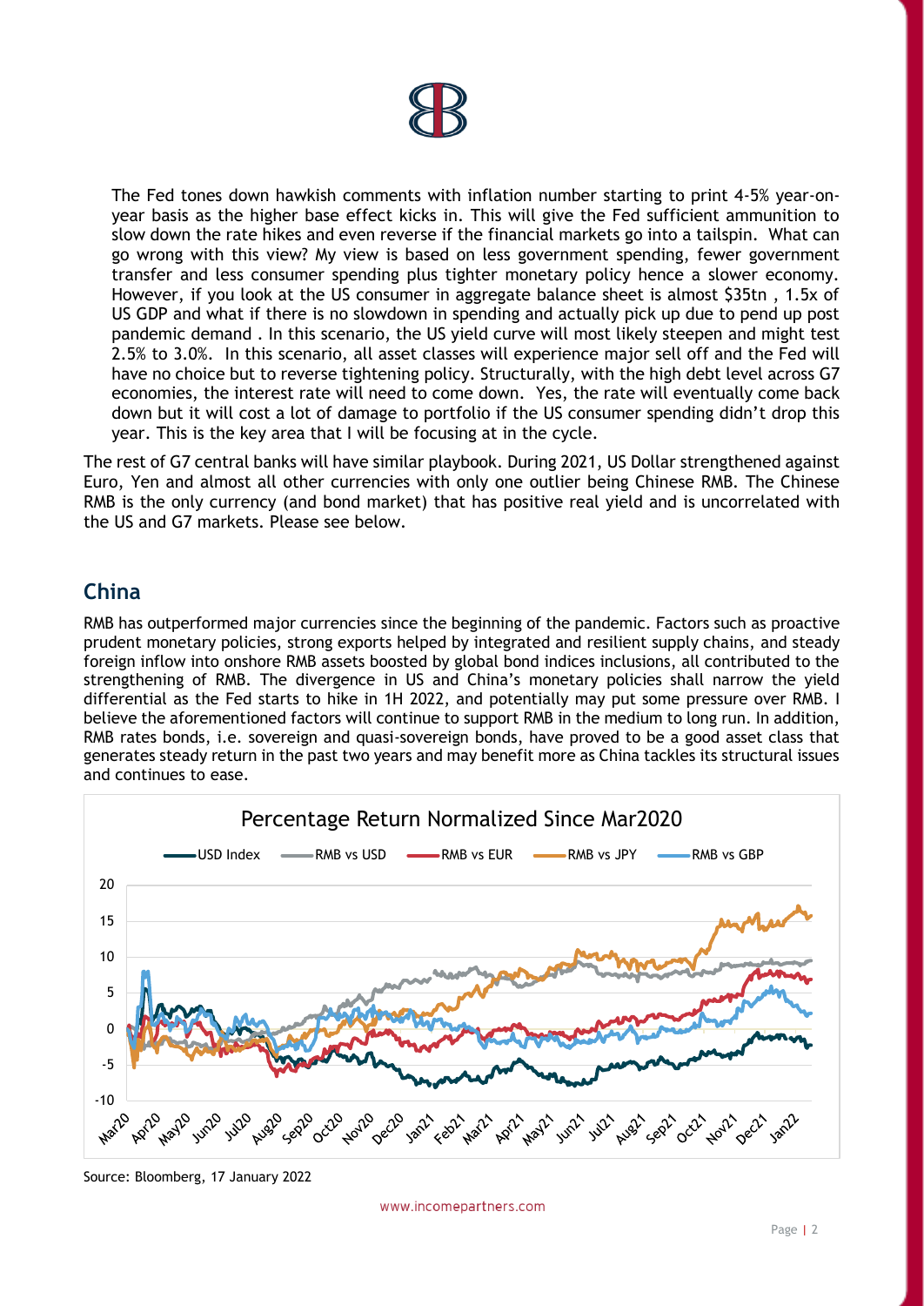The Fed tones down hawkish comments with inflation number starting to print 4-5% year-on-year basis as the higher base effect kicks in. This will give the Fed sufficient ammunition to slow down the rate hikes and even reverse if the financial markets go into a tailspin. What can go wrong with this view? My view is based on less government spending, fewer government transfer and less consumer spending plus tighter monetary policy hence a slower economy. However, if you look at the US consumer in aggregate balance sheet is almost $35tn , 1.5x of US GDP and what if there is no slowdown in spending and actually pick up due to pend up post pandemic demand . In this scenario, the US yield curve will most likely steepen and might test 2.5% to 3.0%. In this scenario, all asset classes will experience major sell off and the Fed will have no choice but to reverse tightening policy. Structurally, with the high debt level across G7 economies, the interest rate will need to come down. Yes, the rate will eventually come back down but it will cost a lot of damage to portfolio if the US consumer spending didn't drop this year. This is the key area that I will be focusing at in the cycle.

The rest of G7 central banks will have similar playbook. During 2021, US Dollar strengthened against Euro, Yen and almost all other currencies with only one outlier being Chinese RMB. The Chinese RMB is the only currency (and bond market) that has positive real yield and is uncorrelated with the US and G7 markets. Please see below.

## China

RMB has outperformed major currencies since the beginning of the pandemic. Factors such as proactive prudent monetary policies, strong exports helped by integrated and resilient supply chains, and steady foreign inflow into onshore RMB assets boosted by global bond indices inclusions, all contributed to the strengthening of RMB. The divergence in US and China's monetary policies shall narrow the yield differential as the Fed starts to hike in 1H 2022, and potentially may put some pressure over RMB. I believe the aforementioned factors will continue to support RMB in the medium to long run. In addition, RMB rates bonds, i.e. sovereign and quasi-sovereign bonds, have proved to be a good asset class that generates steady return in the past two years and may benefit more as China tackles its structural issues and continues to ease.

Percentage Return Normalized Since Mar2020

Source: Bloomberg, 17 January 2022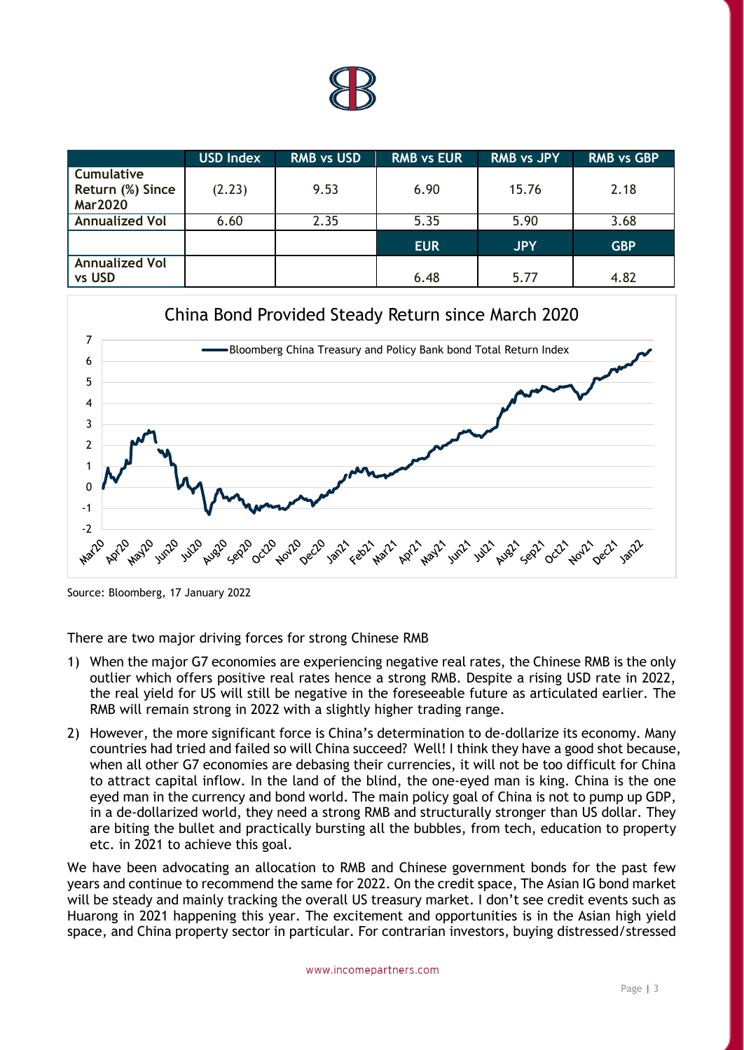|  | USD Index | RMB vs USD | RMB vs EUR | RMB vs JPY | RMB vs GBP |
|---|---|---|---|---|---|
| Cumulative Return (%) Since Mar2020 | (2.23) | 9.53 | 6.90 | 15.76 | 2.18 |
| Annualized Vol | 6.60 | 2.35 | 5.35 | 5.90 | 3.68 |
|  |  |  | EUR | JPY | GBP |
| Annualized Vol vs USD |  |  | 6.48 | 5.77 | 4.82 |

China Bond Provided Steady Return since March 2020

Source: Bloomberg, 17 January 2022

There are two major driving forces for strong Chinese RMB

1) When the major G7 economies are experiencing negative real rates, the Chinese RMB is the only outlier which offers positive real rates hence a strong RMB. Despite a rising USD rate in 2022, the real yield for US will still be negative in the foreseeable future as articulated earlier. The RMB will remain strong in 2022 with a slightly higher trading range.
2) However, the more significant force is China's determination to de-dollarize its economy. Many countries had tried and failed so will China succeed? Well! I think they have a good shot because, when all other G7 economies are debasing their currencies, it will not be too difficult for China to attract capital inflow. In the land of the blind, the one-eyed man is king. China is the one eyed man in the currency and bond world. The main policy goal of China is not to pump up GDP, in a de-dollarized world, they need a strong RMB and structurally stronger than US dollar. They are biting the bullet and practically bursting all the bubbles, from tech, education to property etc. in 2021 to achieve this goal.

We have been advocating an allocation to RMB and Chinese government bonds for the past few years and continue to recommend the same for 2022. On the credit space, The Asian IG bond market will be steady and mainly tracking the overall US treasury market. I don't see credit events such as Huarong in 2021 happening this year. The excitement and opportunities is in the Asian high yield space, and China property sector in particular. For contrarian investors, buying distressed/stressed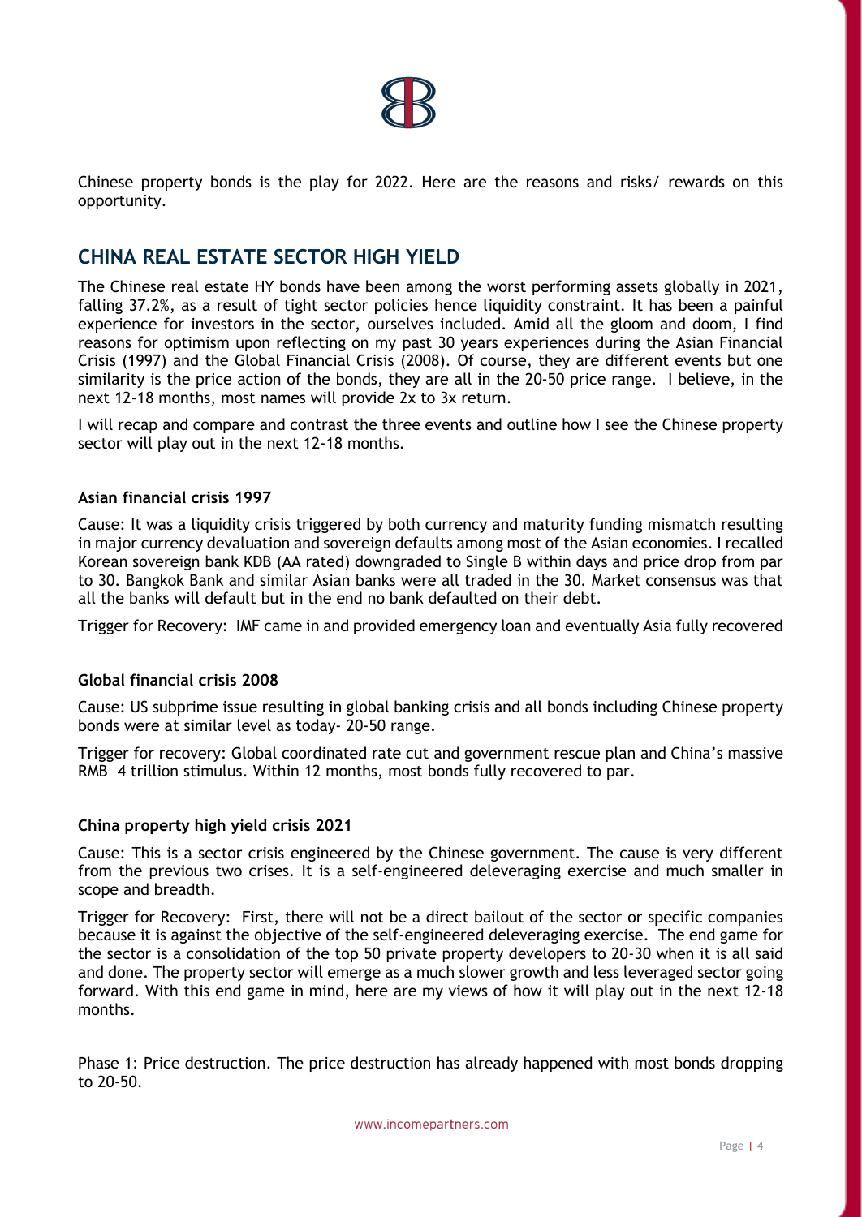Chinese property bonds is the play for 2022. Here are the reasons and risks/ rewards on this opportunity.

## CHINA REAL ESTATE SECTOR HIGH YIELD

The Chinese real estate HY bonds have been among the worst performing assets globally in 2021, falling 37.2%, as a result of tight sector policies hence liquidity constraint. It has been a painful experience for investors in the sector, ourselves included. Amid all the gloom and doom, I find reasons for optimism upon reflecting on my past 30 years experiences during the Asian Financial Crisis (1997) and the Global Financial Crisis (2008). Of course, they are different events but one similarity is the price action of the bonds, they are all in the 20-50 price range. I believe, in the next 12-18 months, most names will provide 2x to 3x return.

I will recap and compare and contrast the three events and outline how I see the Chinese property sector will play out in the next 12-18 months.

**Asian financial crisis 1997**

Cause: It was a liquidity crisis triggered by both currency and maturity funding mismatch resulting in major currency devaluation and sovereign defaults among most of the Asian economies. I recalled Korean sovereign bank KDB (AA rated) downgraded to Single B within days and price drop from par to 30. Bangkok Bank and similar Asian banks were all traded in the 30. Market consensus was that all the banks will default but in the end no bank defaulted on their debt.

Trigger for Recovery: IMF came in and provided emergency loan and eventually Asia fully recovered

**Global financial crisis 2008**

Cause: US subprime issue resulting in global banking crisis and all bonds including Chinese property bonds were at similar level as today- 20-50 range.

Trigger for recovery: Global coordinated rate cut and government rescue plan and China's massive RMB 4 trillion stimulus. Within 12 months, most bonds fully recovered to par.

**China property high yield crisis 2021**

Cause: This is a sector crisis engineered by the Chinese government. The cause is very different from the previous two crises. It is a self-engineered deleveraging exercise and much smaller in scope and breadth.

Trigger for Recovery: First, there will not be a direct bailout of the sector or specific companies because it is against the objective of the self-engineered deleveraging exercise. The end game for the sector is a consolidation of the top 50 private property developers to 20-30 when it is all said and done. The property sector will emerge as a much slower growth and less leveraged sector going forward. With this end game in mind, here are my views of how it will play out in the next 12-18 months.

Phase 1: Price destruction. The price destruction has already happened with most bonds dropping to 20-50.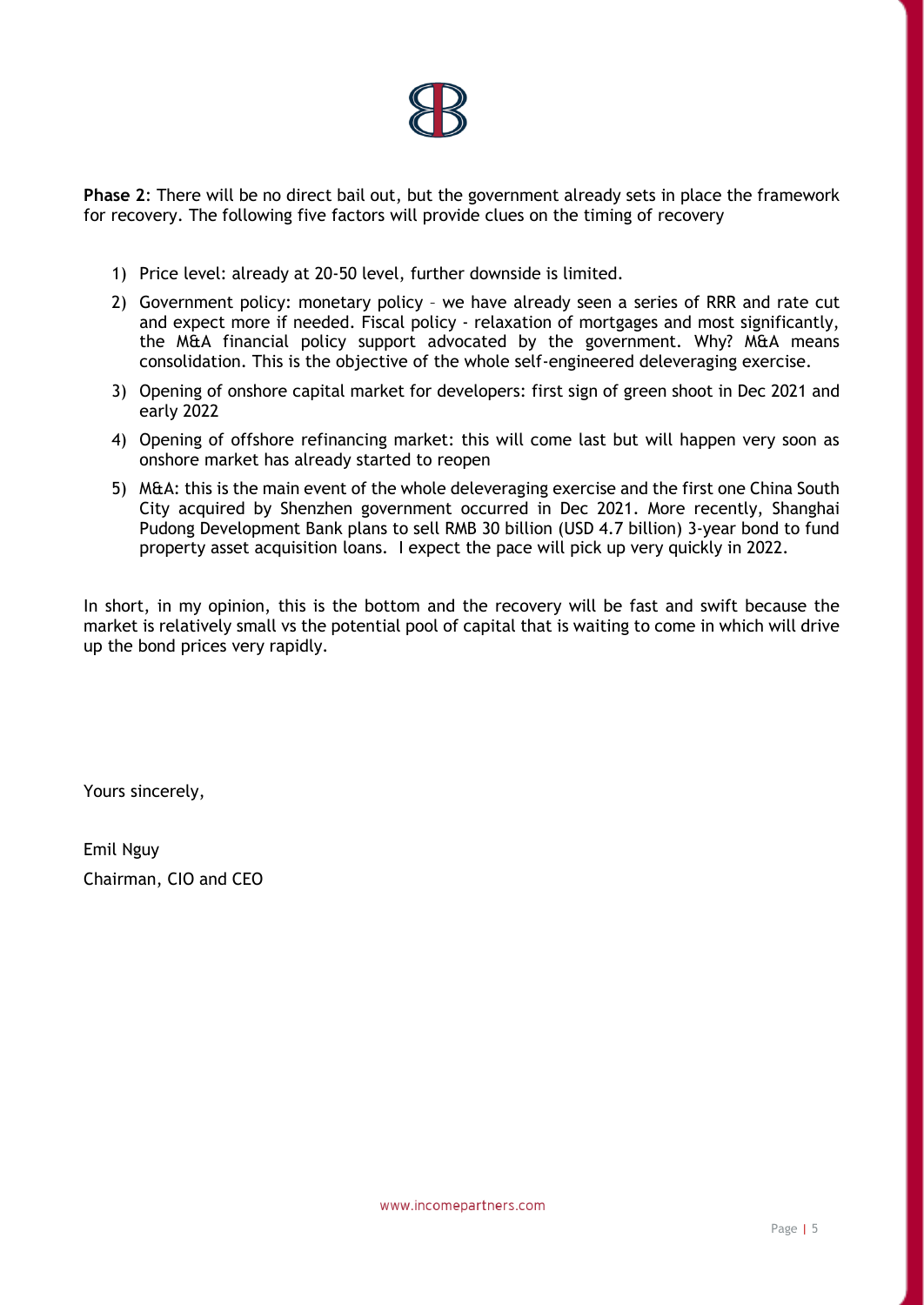**Phase 2**: There will be no direct bail out, but the government already sets in place the framework for recovery. The following five factors will provide clues on the timing of recovery

1) Price level: already at 20-50 level, further downside is limited.
2) Government policy: monetary policy – we have already seen a series of RRR and rate cut and expect more if needed. Fiscal policy - relaxation of mortgages and most significantly, the M&A financial policy support advocated by the government. Why? M&A means consolidation. This is the objective of the whole self-engineered deleveraging exercise.
3) Opening of onshore capital market for developers: first sign of green shoot in Dec 2021 and early 2022
4) Opening of offshore refinancing market: this will come last but will happen very soon as onshore market has already started to reopen
5) M&A: this is the main event of the whole deleveraging exercise and the first one China South City acquired by Shenzhen government occurred in Dec 2021. More recently, Shanghai Pudong Development Bank plans to sell RMB 30 billion (USD 4.7 billion) 3-year bond to fund property asset acquisition loans. I expect the pace will pick up very quickly in 2022.

In short, in my opinion, this is the bottom and the recovery will be fast and swift because the market is relatively small vs the potential pool of capital that is waiting to come in which will drive up the bond prices very rapidly.

Yours sincerely,

Emil Nguy
Chairman, CIO and CEO

www.incomepartners.com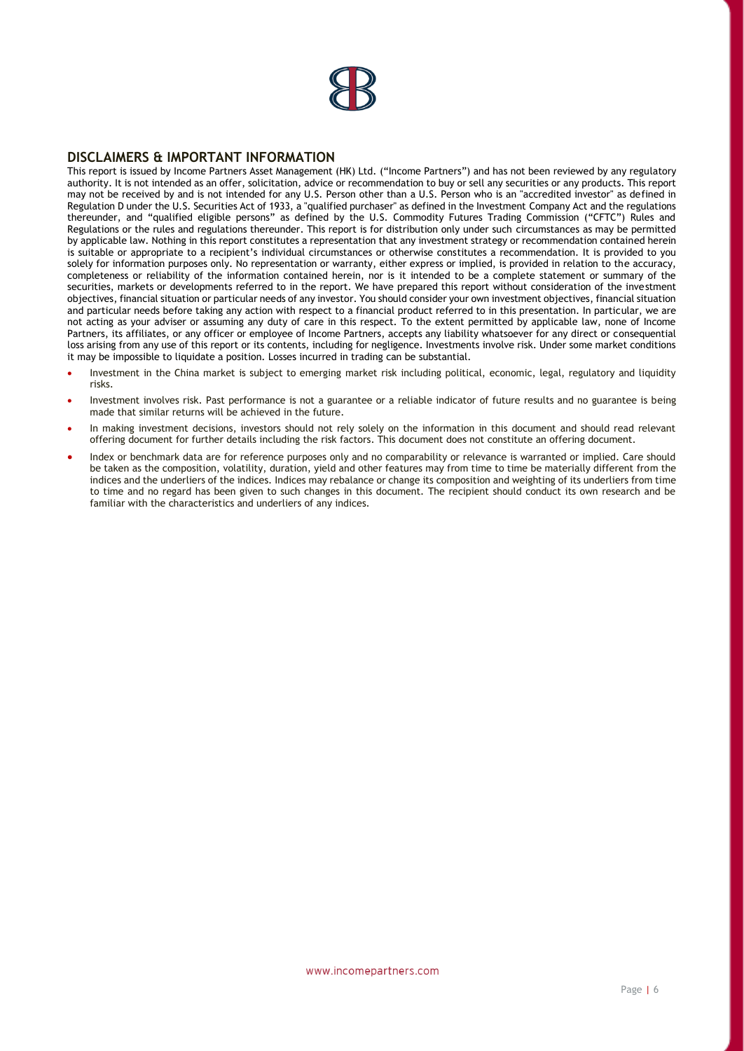## DISCLAIMERS & IMPORTANT INFORMATION

This report is issued by Income Partners Asset Management (HK) Ltd. ("Income Partners") and has not been reviewed by any regulatory authority. It is not intended as an offer, solicitation, advice or recommendation to buy or sell any securities or any products. This report may not be received by and is not intended for any U.S. Person other than a U.S. Person who is an "accredited investor" as defined in Regulation D under the U.S. Securities Act of 1933, a "qualified purchaser" as defined in the Investment Company Act and the regulations thereunder, and "qualified eligible persons" as defined by the U.S. Commodity Futures Trading Commission ("CFTC") Rules and Regulations or the rules and regulations thereunder. This report is for distribution only under such circumstances as may be permitted by applicable law. Nothing in this report constitutes a representation that any investment strategy or recommendation contained herein is suitable or appropriate to a recipient's individual circumstances or otherwise constitutes a recommendation. It is provided to you solely for information purposes only. No representation or warranty, either express or implied, is provided in relation to the accuracy, completeness or reliability of the information contained herein, nor is it intended to be a complete statement or summary of the securities, markets or developments referred to in the report. We have prepared this report without consideration of the investment objectives, financial situation or particular needs of any investor. You should consider your own investment objectives, financial situation and particular needs before taking any action with respect to a financial product referred to in this presentation. In particular, we are not acting as your adviser or assuming any duty of care in this respect. To the extent permitted by applicable law, none of Income Partners, its affiliates, or any officer or employee of Income Partners, accepts any liability whatsoever for any direct or consequential loss arising from any use of this report or its contents, including for negligence. Investments involve risk. Under some market conditions it may be impossible to liquidate a position. Losses incurred in trading can be substantial.

- Investment in the China market is subject to emerging market risk including political, economic, legal, regulatory and liquidity risks.
- Investment involves risk. Past performance is not a guarantee or a reliable indicator of future results and no guarantee is being made that similar returns will be achieved in the future.
- In making investment decisions, investors should not rely solely on the information in this document and should read relevant offering document for further details including the risk factors. This document does not constitute an offering document.
- Index or benchmark data are for reference purposes only and no comparability or relevance is warranted or implied. Care should be taken as the composition, volatility, duration, yield and other features may from time to time be materially different from the indices and the underliers of the indices. Indices may rebalance or change its composition and weighting of its underliers from time to time and no regard has been given to such changes in this document. The recipient should conduct its own research and be familiar with the characteristics and underliers of any indices.

www.incomepartners.com